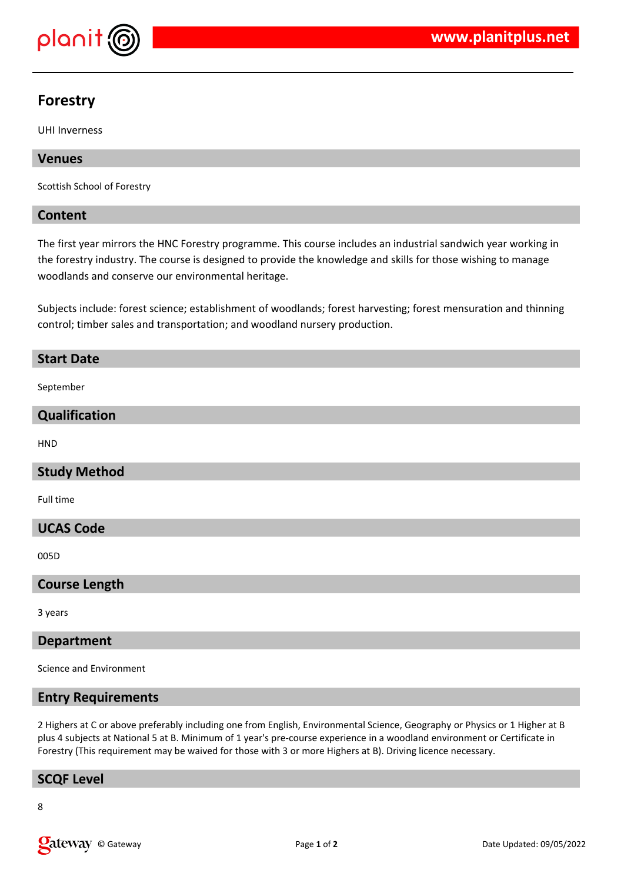# Forestry

UHI Inverness

## Venues

Scottish School of Forestry

## Content

The first year mirrors the HNC Forestry programme. This course includes an industrial sandwich year working in the forestry industry. The course is designed to provide the knowledge and skills for those wishing to manage woodlands and conserve our environmental heritage.

Subjects include: forest science; establishment of woodlands; forest harvesting; forest mensuration and thinning control; timber sales and transportation; and woodland nursery production.

## Start Date

September

## Qualification

HND

## Study Method

Full time

## UCAS Code

005D

## Course Length

3 years

## Department

Science and Environment

## Entry Requirements

2 Highers at C or above preferably including one from English, Environmental Science, Geography or Physics or 1 Higher at B plus 4 subjects at National 5 at B. Minimum of 1 year's pre-course experience in a woodland environment or Certificate in Forestry (This requirement may be waived for those with 3 or more Highers at B). Driving licence necessary.

## SCQF Level

8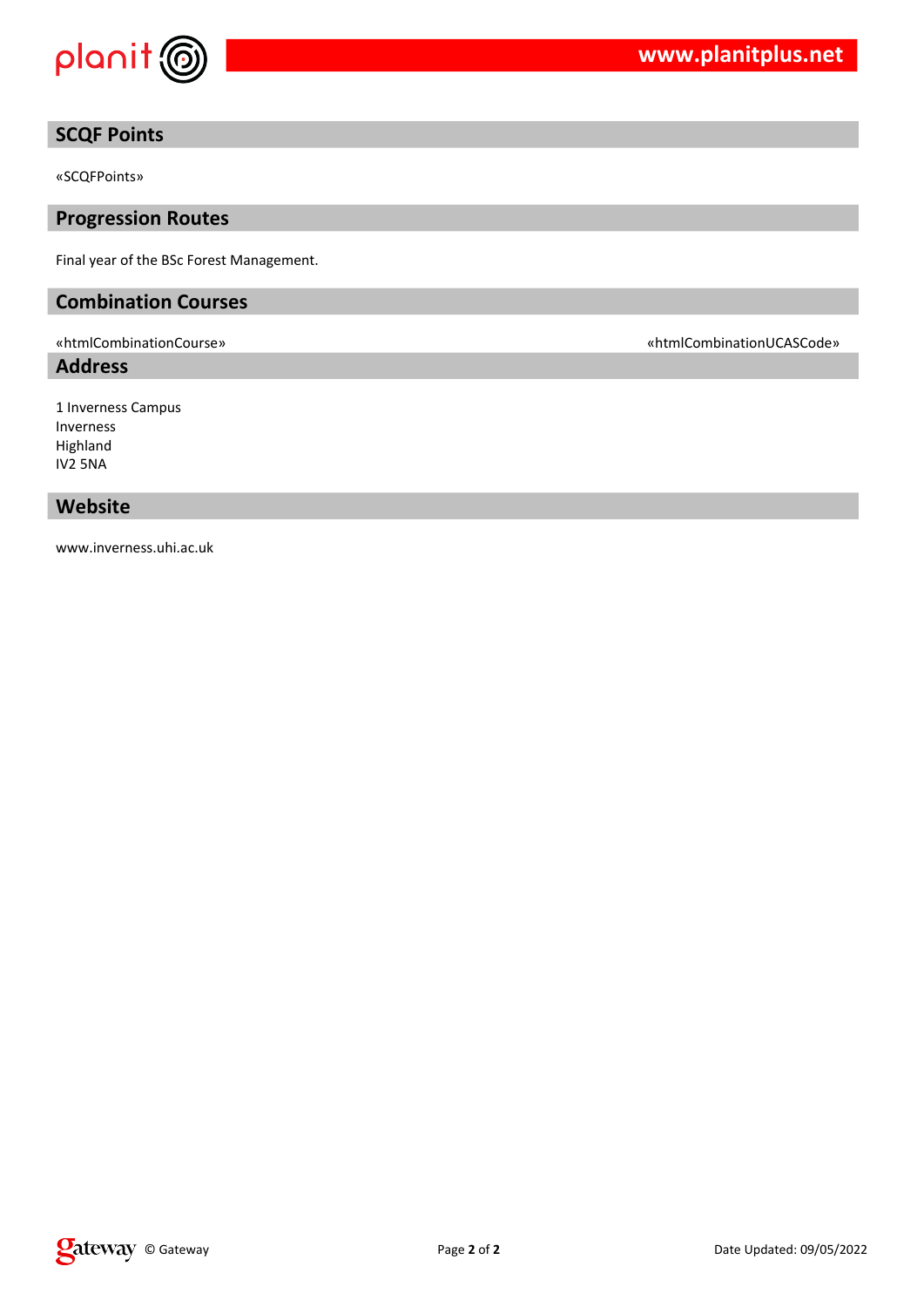## SCQF Points

«SCQFPoints»

## Progression Routes

Final year of the BSc Forest Management.

## Combination Courses

«htmlCombinationCourse» «htmlCombinationUCASCode»

## Address

1 Inverness Campus
Inverness
Highland
IV2 5NA

## Website

www.inverness.uhi.ac.uk